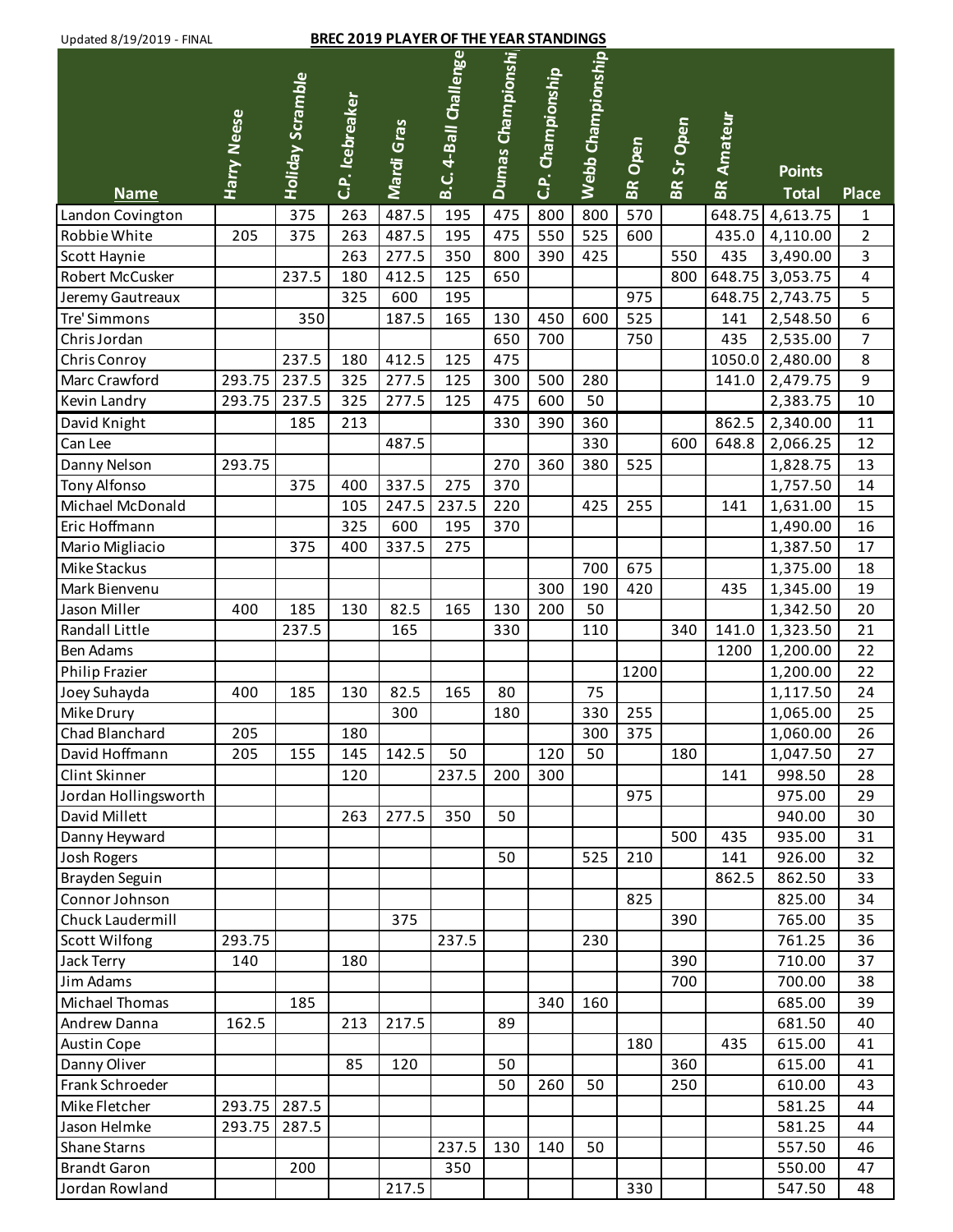Updated 8/19/2019 - FINAL

**BREC 2019 PLAYER OF THE YEAR STANDINGS**

| Name | Harry Neese | Holiday Scramble | C.P. Icebreaker | Mardi Gras | B.C. 4-Ball Challenge | Dumas Championshi | C.P. Championship | Webb Championship | BR Open | BR Sr Open | BR Amateur | Points Total | Place |
|---|---|---|---|---|---|---|---|---|---|---|---|---|---|
| Landon Covington | | 375 | 263 | 487.5 | 195 | 475 | 800 | 800 | 570 | | 648.75 | 4,613.75 | 1 |
| Robbie White | 205 | 375 | 263 | 487.5 | 195 | 475 | 550 | 525 | 600 | | 435.0 | 4,110.00 | 2 |
| Scott Haynie | | | 263 | 277.5 | 350 | 800 | 390 | 425 | | 550 | 435 | 3,490.00 | 3 |
| Robert McCusker | | 237.5 | 180 | 412.5 | 125 | 650 | | | | 800 | 648.75 | 3,053.75 | 4 |
| Jeremy Gautreaux | | | 325 | 600 | 195 | | | | 975 | | 648.75 | 2,743.75 | 5 |
| Tre' Simmons | | 350 | | 187.5 | 165 | 130 | 450 | 600 | 525 | | 141 | 2,548.50 | 6 |
| Chris Jordan | | | | | | 650 | 700 | | 750 | | 435 | 2,535.00 | 7 |
| Chris Conroy | | 237.5 | 180 | 412.5 | 125 | 475 | | | | | 1050.0 | 2,480.00 | 8 |
| Marc Crawford | 293.75 | 237.5 | 325 | 277.5 | 125 | 300 | 500 | 280 | | | 141.0 | 2,479.75 | 9 |
| Kevin Landry | 293.75 | 237.5 | 325 | 277.5 | 125 | 475 | 600 | 50 | | | | 2,383.75 | 10 |
| David Knight | | 185 | 213 | | | 330 | 390 | 360 | | | 862.5 | 2,340.00 | 11 |
| Can Lee | | | | 487.5 | | | | 330 | | 600 | 648.8 | 2,066.25 | 12 |
| Danny Nelson | 293.75 | | | | | 270 | 360 | 380 | 525 | | | 1,828.75 | 13 |
| Tony Alfonso | | 375 | 400 | 337.5 | 275 | 370 | | | | | | 1,757.50 | 14 |
| Michael McDonald | | | 105 | 247.5 | 237.5 | 220 | | 425 | 255 | | 141 | 1,631.00 | 15 |
| Eric Hoffmann | | | 325 | 600 | 195 | 370 | | | | | | 1,490.00 | 16 |
| Mario Migliacio | | 375 | 400 | 337.5 | 275 | | | | | | | 1,387.50 | 17 |
| Mike Stackus | | | | | | | | 700 | 675 | | | 1,375.00 | 18 |
| Mark Bienvenu | | | | | | | 300 | 190 | 420 | | 435 | 1,345.00 | 19 |
| Jason Miller | 400 | 185 | 130 | 82.5 | 165 | 130 | 200 | 50 | | | | 1,342.50 | 20 |
| Randall Little | | 237.5 | | 165 | | 330 | | 110 | | 340 | 141.0 | 1,323.50 | 21 |
| Ben Adams | | | | | | | | | | | 1200 | 1,200.00 | 22 |
| Philip Frazier | | | | | | | | | 1200 | | | 1,200.00 | 22 |
| Joey Suhayda | 400 | 185 | 130 | 82.5 | 165 | 80 | | 75 | | | | 1,117.50 | 24 |
| Mike Drury | | | | 300 | | 180 | | 330 | 255 | | | 1,065.00 | 25 |
| Chad Blanchard | 205 | | 180 | | | | | 300 | 375 | | | 1,060.00 | 26 |
| David Hoffmann | 205 | 155 | 145 | 142.5 | 50 | | 120 | 50 | | 180 | | 1,047.50 | 27 |
| Clint Skinner | | | 120 | | 237.5 | 200 | 300 | | | | 141 | 998.50 | 28 |
| Jordan Hollingsworth | | | | | | | | | 975 | | | 975.00 | 29 |
| David Millett | | | 263 | 277.5 | 350 | 50 | | | | | | 940.00 | 30 |
| Danny Heyward | | | | | | | | | | 500 | 435 | 935.00 | 31 |
| Josh Rogers | | | | | | 50 | | 525 | 210 | | 141 | 926.00 | 32 |
| Brayden Seguin | | | | | | | | | | | 862.5 | 862.50 | 33 |
| Connor Johnson | | | | | | | | | 825 | | | 825.00 | 34 |
| Chuck Laudermill | | | | 375 | | | | | | 390 | | 765.00 | 35 |
| Scott Wilfong | 293.75 | | | | 237.5 | | | 230 | | | | 761.25 | 36 |
| Jack Terry | 140 | | 180 | | | | | | | 390 | | 710.00 | 37 |
| Jim Adams | | | | | | | | | | 700 | | 700.00 | 38 |
| Michael Thomas | | 185 | | | | | 340 | 160 | | | | 685.00 | 39 |
| Andrew Danna | 162.5 | | 213 | 217.5 | | 89 | | | | | | 681.50 | 40 |
| Austin Cope | | | | | | | | | 180 | | 435 | 615.00 | 41 |
| Danny Oliver | | | 85 | 120 | | 50 | | | | 360 | | 615.00 | 41 |
| Frank Schroeder | | | | | | 50 | 260 | 50 | | 250 | | 610.00 | 43 |
| Mike Fletcher | 293.75 | 287.5 | | | | | | | | | | 581.25 | 44 |
| Jason Helmke | 293.75 | 287.5 | | | | | | | | | | 581.25 | 44 |
| Shane Starns | | | | | 237.5 | 130 | 140 | 50 | | | | 557.50 | 46 |
| Brandt Garon | | 200 | | | 350 | | | | | | | 550.00 | 47 |
| Jordan Rowland | | | | 217.5 | | | | | 330 | | | 547.50 | 48 |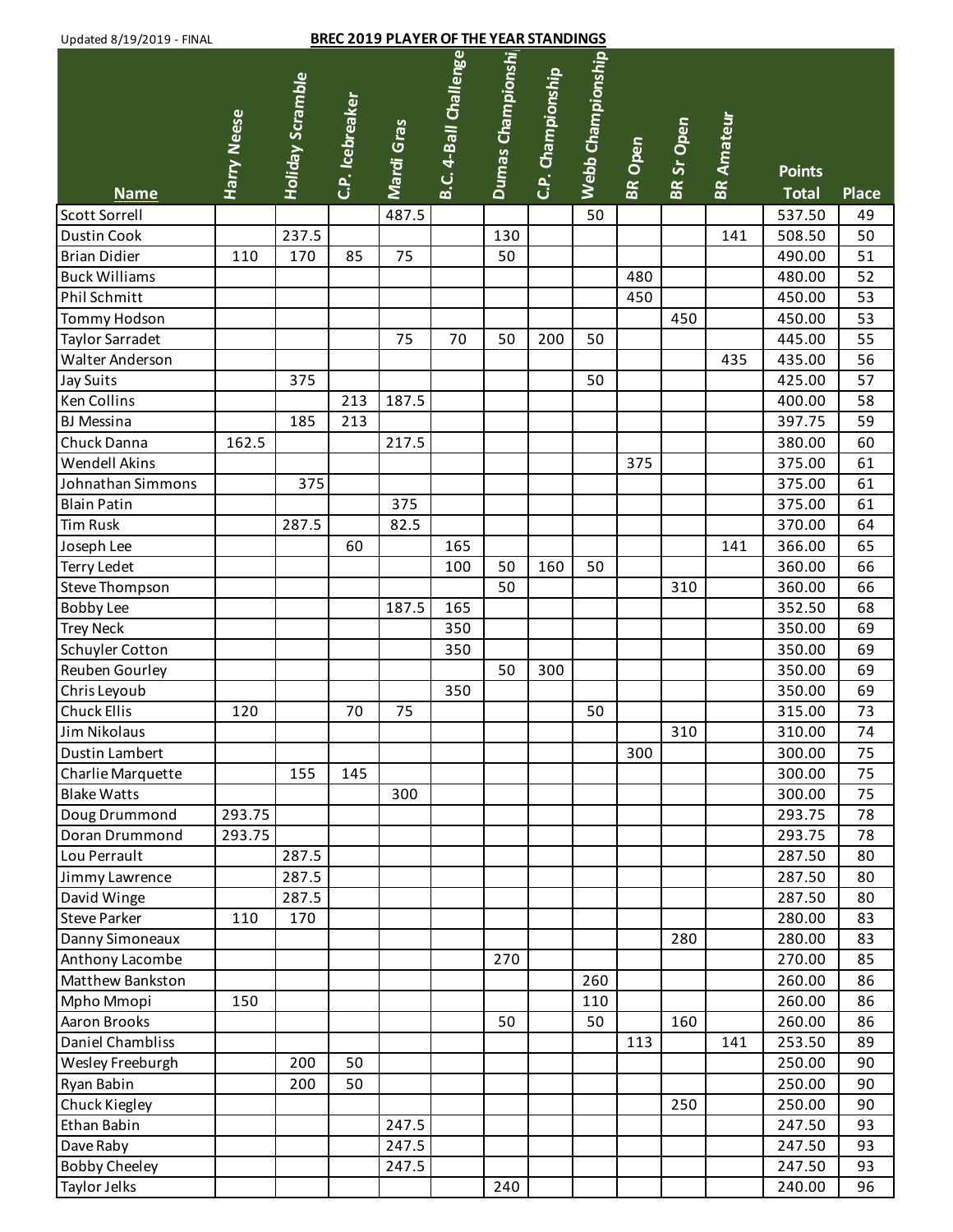Updated 8/19/2019 - FINAL

**BREC 2019 PLAYER OF THE YEAR STANDINGS**

| Name | Harry Neese | Holiday Scramble | C.P. Icebreaker | Mardi Gras | B.C. 4-Ball Challenge | Dumas Championshi | C.P. Championship | Webb Championship | BR Open | BR Sr Open | BR Amateur | Points Total | Place |
|---|---|---|---|---|---|---|---|---|---|---|---|---|---|
| Scott Sorrell | | | | 487.5 | | | | 50 | | | | 537.50 | 49 |
| Dustin Cook | | 237.5 | | | | 130 | | | | | 141 | 508.50 | 50 |
| Brian Didier | 110 | 170 | 85 | 75 | | 50 | | | | | | 490.00 | 51 |
| Buck Williams | | | | | | | | | 480 | | | 480.00 | 52 |
| Phil Schmitt | | | | | | | | | 450 | | | 450.00 | 53 |
| Tommy Hodson | | | | | | | | | | 450 | | 450.00 | 53 |
| Taylor Sarradet | | | | 75 | 70 | 50 | 200 | 50 | | | | 445.00 | 55 |
| Walter Anderson | | | | | | | | | | | 435 | 435.00 | 56 |
| Jay Suits | | 375 | | | | | | 50 | | | | 425.00 | 57 |
| Ken Collins | | | 213 | 187.5 | | | | | | | | 400.00 | 58 |
| BJ Messina | | 185 | 213 | | | | | | | | | 397.75 | 59 |
| Chuck Danna | 162.5 | | | 217.5 | | | | | | | | 380.00 | 60 |
| Wendell Akins | | | | | | | | | 375 | | | 375.00 | 61 |
| Johnathan Simmons | | 375 | | | | | | | | | | 375.00 | 61 |
| Blain Patin | | | | 375 | | | | | | | | 375.00 | 61 |
| Tim Rusk | | 287.5 | | 82.5 | | | | | | | | 370.00 | 64 |
| Joseph Lee | | | 60 | | 165 | | | | | | 141 | 366.00 | 65 |
| Terry Ledet | | | | | 100 | 50 | 160 | 50 | | | | 360.00 | 66 |
| Steve Thompson | | | | | | 50 | | | | 310 | | 360.00 | 66 |
| Bobby Lee | | | | 187.5 | 165 | | | | | | | 352.50 | 68 |
| Trey Neck | | | | | 350 | | | | | | | 350.00 | 69 |
| Schuyler Cotton | | | | | 350 | | | | | | | 350.00 | 69 |
| Reuben Gourley | | | | | | 50 | 300 | | | | | 350.00 | 69 |
| Chris Leyoub | | | | | 350 | | | | | | | 350.00 | 69 |
| Chuck Ellis | 120 | | 70 | 75 | | | | 50 | | | | 315.00 | 73 |
| Jim Nikolaus | | | | | | | | | | 310 | | 310.00 | 74 |
| Dustin Lambert | | | | | | | | | 300 | | | 300.00 | 75 |
| Charlie Marquette | | 155 | 145 | | | | | | | | | 300.00 | 75 |
| Blake Watts | | | | 300 | | | | | | | | 300.00 | 75 |
| Doug Drummond | 293.75 | | | | | | | | | | | 293.75 | 78 |
| Doran Drummond | 293.75 | | | | | | | | | | | 293.75 | 78 |
| Lou Perrault | | 287.5 | | | | | | | | | | 287.50 | 80 |
| Jimmy Lawrence | | 287.5 | | | | | | | | | | 287.50 | 80 |
| David Winge | | 287.5 | | | | | | | | | | 287.50 | 80 |
| Steve Parker | 110 | 170 | | | | | | | | | | 280.00 | 83 |
| Danny Simoneaux | | | | | | | | | | 280 | | 280.00 | 83 |
| Anthony Lacombe | | | | | | 270 | | | | | | 270.00 | 85 |
| Matthew Bankston | | | | | | | | 260 | | | | 260.00 | 86 |
| Mpho Mmopi | 150 | | | | | | | 110 | | | | 260.00 | 86 |
| Aaron Brooks | | | | | | 50 | | 50 | | 160 | | 260.00 | 86 |
| Daniel Chambliss | | | | | | | | | 113 | | 141 | 253.50 | 89 |
| Wesley Freeburgh | | 200 | 50 | | | | | | | | | 250.00 | 90 |
| Ryan Babin | | 200 | 50 | | | | | | | | | 250.00 | 90 |
| Chuck Kiegley | | | | | | | | | | 250 | | 250.00 | 90 |
| Ethan Babin | | | | 247.5 | | | | | | | | 247.50 | 93 |
| Dave Raby | | | | 247.5 | | | | | | | | 247.50 | 93 |
| Bobby Cheeley | | | | 247.5 | | | | | | | | 247.50 | 93 |
| Taylor Jelks | | | | | | 240 | | | | | | 240.00 | 96 |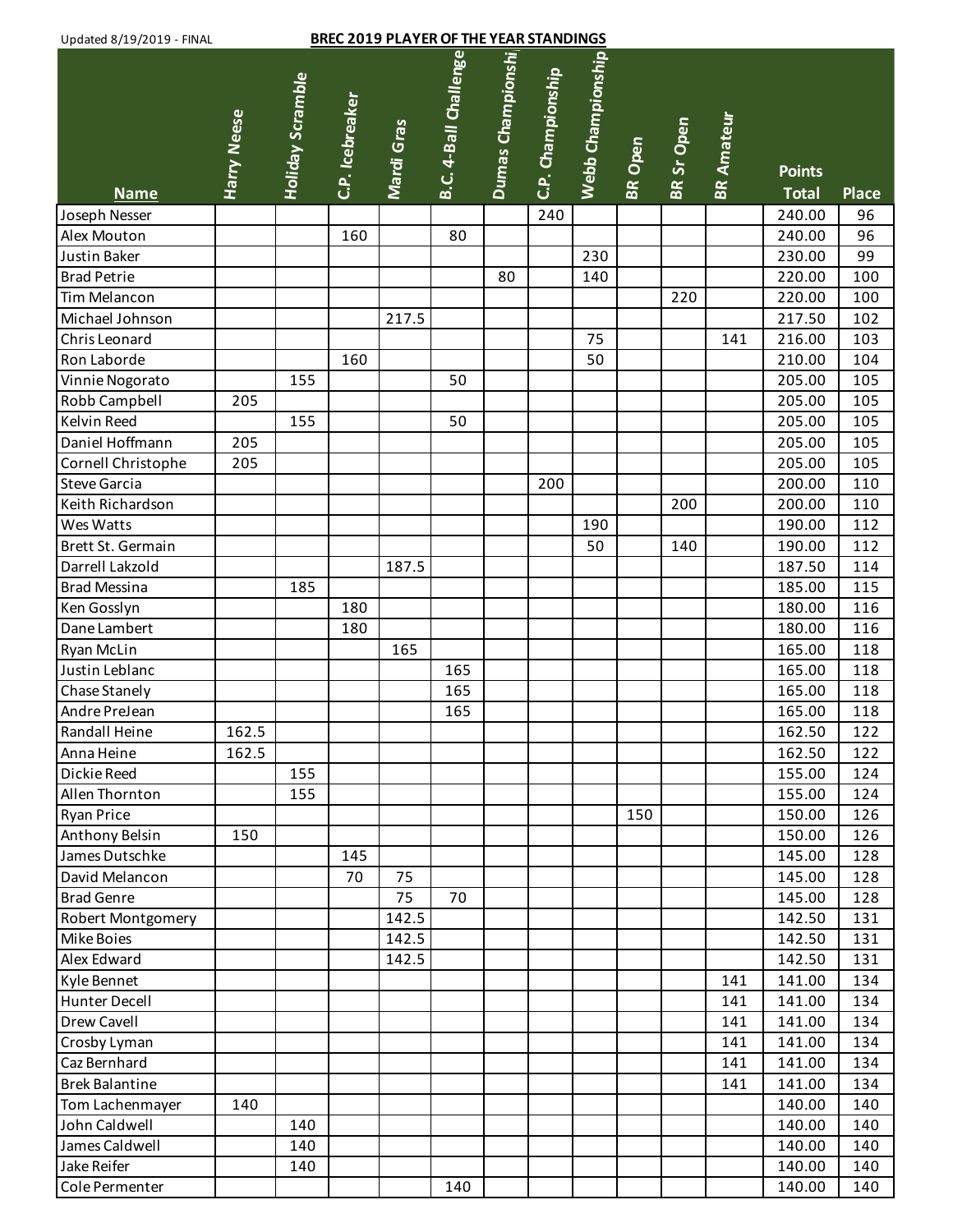Updated 8/19/2019 - FINAL

**BREC 2019 PLAYER OF THE YEAR STANDINGS**

| Name | Harry Neese | Holiday Scramble | C.P. Icebreaker | Mardi Gras | B.C. 4-Ball Challenge | Dumas Championship | C.P. Championship | Webb Championship | BR Open | BR Sr Open | BR Amateur | Points Total | Place |
|---|---|---|---|---|---|---|---|---|---|---|---|---|---|
| Joseph Nesser | | | | | | | 240 | | | | | 240.00 | 96 |
| Alex Mouton | | | 160 | | 80 | | | | | | | 240.00 | 96 |
| Justin Baker | | | | | | | | 230 | | | | 230.00 | 99 |
| Brad Petrie | | | | | | 80 | | 140 | | | | 220.00 | 100 |
| Tim Melancon | | | | | | | | | | 220 | | 220.00 | 100 |
| Michael Johnson | | | | 217.5 | | | | | | | | 217.50 | 102 |
| Chris Leonard | | | | | | | | 75 | | | 141 | 216.00 | 103 |
| Ron Laborde | | | 160 | | | | | 50 | | | | 210.00 | 104 |
| Vinnie Nogorato | | 155 | | | 50 | | | | | | | 205.00 | 105 |
| Robb Campbell | 205 | | | | | | | | | | | 205.00 | 105 |
| Kelvin Reed | | 155 | | | 50 | | | | | | | 205.00 | 105 |
| Daniel Hoffmann | 205 | | | | | | | | | | | 205.00 | 105 |
| Cornell Christophe | 205 | | | | | | | | | | | 205.00 | 105 |
| Steve Garcia | | | | | | | 200 | | | | | 200.00 | 110 |
| Keith Richardson | | | | | | | | | | 200 | | 200.00 | 110 |
| Wes Watts | | | | | | | | 190 | | | | 190.00 | 112 |
| Brett St. Germain | | | | | | | | 50 | | 140 | | 190.00 | 112 |
| Darrell Lakzold | | | | 187.5 | | | | | | | | 187.50 | 114 |
| Brad Messina | | 185 | | | | | | | | | | 185.00 | 115 |
| Ken Gosslyn | | | 180 | | | | | | | | | 180.00 | 116 |
| Dane Lambert | | | 180 | | | | | | | | | 180.00 | 116 |
| Ryan McLin | | | | 165 | | | | | | | | 165.00 | 118 |
| Justin Leblanc | | | | | 165 | | | | | | | 165.00 | 118 |
| Chase Stanely | | | | | 165 | | | | | | | 165.00 | 118 |
| Andre PreJean | | | | | 165 | | | | | | | 165.00 | 118 |
| Randall Heine | 162.5 | | | | | | | | | | | 162.50 | 122 |
| Anna Heine | 162.5 | | | | | | | | | | | 162.50 | 122 |
| Dickie Reed | | 155 | | | | | | | | | | 155.00 | 124 |
| Allen Thornton | | 155 | | | | | | | | | | 155.00 | 124 |
| Ryan Price | | | | | | | | | 150 | | | 150.00 | 126 |
| Anthony Belsin | 150 | | | | | | | | | | | 150.00 | 126 |
| James Dutschke | | | 145 | | | | | | | | | 145.00 | 128 |
| David Melancon | | | 70 | 75 | | | | | | | | 145.00 | 128 |
| Brad Genre | | | | 75 | 70 | | | | | | | 145.00 | 128 |
| Robert Montgomery | | | | 142.5 | | | | | | | | 142.50 | 131 |
| Mike Boies | | | | 142.5 | | | | | | | | 142.50 | 131 |
| Alex Edward | | | | 142.5 | | | | | | | | 142.50 | 131 |
| Kyle Bennet | | | | | | | | | | | 141 | 141.00 | 134 |
| Hunter Decell | | | | | | | | | | | 141 | 141.00 | 134 |
| Drew Cavell | | | | | | | | | | | 141 | 141.00 | 134 |
| Crosby Lyman | | | | | | | | | | | 141 | 141.00 | 134 |
| Caz Bernhard | | | | | | | | | | | 141 | 141.00 | 134 |
| Brek Balantine | | | | | | | | | | | 141 | 141.00 | 134 |
| Tom Lachenmayer | 140 | | | | | | | | | | | 140.00 | 140 |
| John Caldwell | | 140 | | | | | | | | | | 140.00 | 140 |
| James Caldwell | | 140 | | | | | | | | | | 140.00 | 140 |
| Jake Reifer | | 140 | | | | | | | | | | 140.00 | 140 |
| Cole Permenter | | | | | 140 | | | | | | | 140.00 | 140 |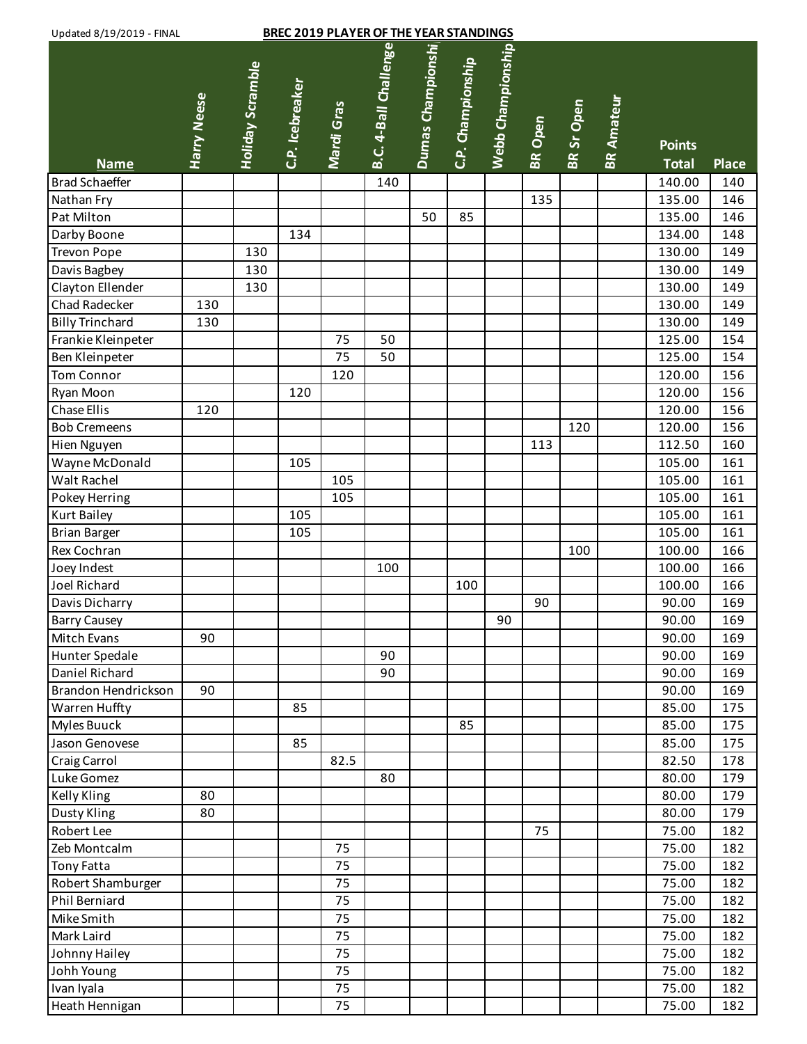Updated 8/19/2019 - FINAL

# BREC 2019 PLAYER OF THE YEAR STANDINGS

| Name | Harry Neese | Holiday Scramble | C.P. Icebreaker | Mardi Gras | B.C. 4-Ball Challenge | Dumas Championshi | C.P. Championship | Webb Championship | BR Open | BR Sr Open | BR Amateur | Points Total | Place |
|---|---|---|---|---|---|---|---|---|---|---|---|---|---|
| Brad Schaeffer | | | | | 140 | | | | | | | 140.00 | 140 |
| Nathan Fry | | | | | | | | | 135 | | | 135.00 | 146 |
| Pat Milton | | | | | | 50 | 85 | | | | | 135.00 | 146 |
| Darby Boone | | | 134 | | | | | | | | | 134.00 | 148 |
| Trevon Pope | | 130 | | | | | | | | | | 130.00 | 149 |
| Davis Bagbey | | 130 | | | | | | | | | | 130.00 | 149 |
| Clayton Ellender | | 130 | | | | | | | | | | 130.00 | 149 |
| Chad Radecker | 130 | | | | | | | | | | | 130.00 | 149 |
| Billy Trinchard | 130 | | | | | | | | | | | 130.00 | 149 |
| Frankie Kleinpeter | | | | 75 | 50 | | | | | | | 125.00 | 154 |
| Ben Kleinpeter | | | | 75 | 50 | | | | | | | 125.00 | 154 |
| Tom Connor | | | | 120 | | | | | | | | 120.00 | 156 |
| Ryan Moon | | | 120 | | | | | | | | | 120.00 | 156 |
| Chase Ellis | 120 | | | | | | | | | | | 120.00 | 156 |
| Bob Cremeens | | | | | | | | | | 120 | | 120.00 | 156 |
| Hien Nguyen | | | | | | | | | 113 | | | 112.50 | 160 |
| Wayne McDonald | | | 105 | | | | | | | | | 105.00 | 161 |
| Walt Rachel | | | | 105 | | | | | | | | 105.00 | 161 |
| Pokey Herring | | | | 105 | | | | | | | | 105.00 | 161 |
| Kurt Bailey | | | 105 | | | | | | | | | 105.00 | 161 |
| Brian Barger | | | 105 | | | | | | | | | 105.00 | 161 |
| Rex Cochran | | | | | | | | | | 100 | | 100.00 | 166 |
| Joey Indest | | | | | 100 | | | | | | | 100.00 | 166 |
| Joel Richard | | | | | | | 100 | | | | | 100.00 | 166 |
| Davis Dicharry | | | | | | | | | 90 | | | 90.00 | 169 |
| Barry Causey | | | | | | | | 90 | | | | 90.00 | 169 |
| Mitch Evans | 90 | | | | | | | | | | | 90.00 | 169 |
| Hunter Spedale | | | | | 90 | | | | | | | 90.00 | 169 |
| Daniel Richard | | | | | 90 | | | | | | | 90.00 | 169 |
| Brandon Hendrickson | 90 | | | | | | | | | | | 90.00 | 169 |
| Warren Huffty | | | 85 | | | | | | | | | 85.00 | 175 |
| Myles Buuck | | | | | | | 85 | | | | | 85.00 | 175 |
| Jason Genovese | | | 85 | | | | | | | | | 85.00 | 175 |
| Craig Carrol | | | | 82.5 | | | | | | | | 82.50 | 178 |
| Luke Gomez | | | | | 80 | | | | | | | 80.00 | 179 |
| Kelly Kling | 80 | | | | | | | | | | | 80.00 | 179 |
| Dusty Kling | 80 | | | | | | | | | | | 80.00 | 179 |
| Robert Lee | | | | | | | | | 75 | | | 75.00 | 182 |
| Zeb Montcalm | | | | 75 | | | | | | | | 75.00 | 182 |
| Tony Fatta | | | | 75 | | | | | | | | 75.00 | 182 |
| Robert Shamburger | | | | 75 | | | | | | | | 75.00 | 182 |
| Phil Berniard | | | | 75 | | | | | | | | 75.00 | 182 |
| Mike Smith | | | | 75 | | | | | | | | 75.00 | 182 |
| Mark Laird | | | | 75 | | | | | | | | 75.00 | 182 |
| Johnny Hailey | | | | 75 | | | | | | | | 75.00 | 182 |
| Johh Young | | | | 75 | | | | | | | | 75.00 | 182 |
| Ivan Iyala | | | | 75 | | | | | | | | 75.00 | 182 |
| Heath Hennigan | | | | 75 | | | | | | | | 75.00 | 182 |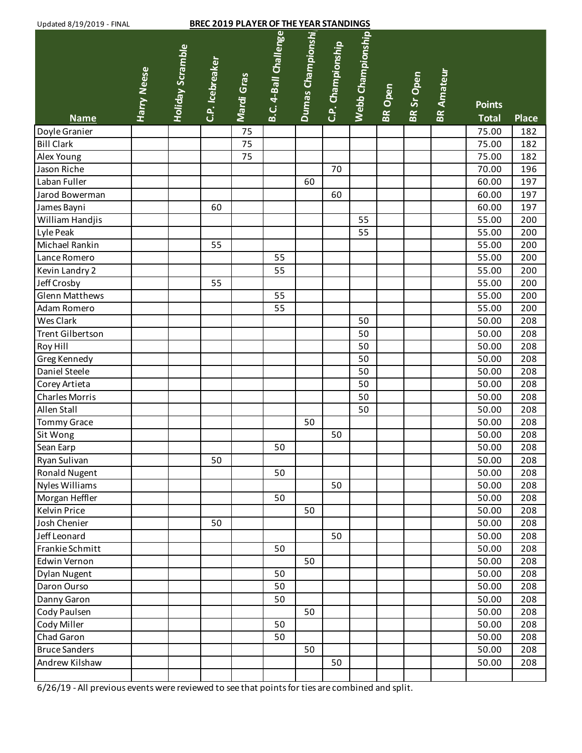Updated 8/19/2019 - FINAL

**BREC 2019 PLAYER OF THE YEAR STANDINGS**

| Name | Harry Neese | Holiday Scramble | C.P. Icebreaker | Mardi Gras | B.C. 4-Ball Challenge | Dumas Championship | C.P. Championship | Webb Championship | BR Open | BR Sr Open | BR Amateur | Points Total | Place |
|---|---|---|---|---|---|---|---|---|---|---|---|---|---|
| Doyle Granier | | | | 75 | | | | | | | | 75.00 | 182 |
| Bill Clark | | | | 75 | | | | | | | | 75.00 | 182 |
| Alex Young | | | | 75 | | | | | | | | 75.00 | 182 |
| Jason Riche | | | | | | | 70 | | | | | 70.00 | 196 |
| Laban Fuller | | | | | | 60 | | | | | | 60.00 | 197 |
| Jarod Bowerman | | | | | | | 60 | | | | | 60.00 | 197 |
| James Bayni | | | 60 | | | | | | | | | 60.00 | 197 |
| William Handjis | | | | | | | | 55 | | | | 55.00 | 200 |
| Lyle Peak | | | | | | | | 55 | | | | 55.00 | 200 |
| Michael Rankin | | | 55 | | | | | | | | | 55.00 | 200 |
| Lance Romero | | | | | 55 | | | | | | | 55.00 | 200 |
| Kevin Landry 2 | | | | | 55 | | | | | | | 55.00 | 200 |
| Jeff Crosby | | | 55 | | | | | | | | | 55.00 | 200 |
| Glenn Matthews | | | | | 55 | | | | | | | 55.00 | 200 |
| Adam Romero | | | | | 55 | | | | | | | 55.00 | 200 |
| Wes Clark | | | | | | | | 50 | | | | 50.00 | 208 |
| Trent Gilbertson | | | | | | | | 50 | | | | 50.00 | 208 |
| Roy Hill | | | | | | | | 50 | | | | 50.00 | 208 |
| Greg Kennedy | | | | | | | | 50 | | | | 50.00 | 208 |
| Daniel Steele | | | | | | | | 50 | | | | 50.00 | 208 |
| Corey Artieta | | | | | | | | 50 | | | | 50.00 | 208 |
| Charles Morris | | | | | | | | 50 | | | | 50.00 | 208 |
| Allen Stall | | | | | | | | 50 | | | | 50.00 | 208 |
| Tommy Grace | | | | | | 50 | | | | | | 50.00 | 208 |
| Sit Wong | | | | | | | 50 | | | | | 50.00 | 208 |
| Sean Earp | | | | | 50 | | | | | | | 50.00 | 208 |
| Ryan Sulivan | | | 50 | | | | | | | | | 50.00 | 208 |
| Ronald Nugent | | | | | 50 | | | | | | | 50.00 | 208 |
| Nyles Williams | | | | | | | 50 | | | | | 50.00 | 208 |
| Morgan Heffler | | | | | 50 | | | | | | | 50.00 | 208 |
| Kelvin Price | | | | | | 50 | | | | | | 50.00 | 208 |
| Josh Chenier | | | 50 | | | | | | | | | 50.00 | 208 |
| Jeff Leonard | | | | | | | 50 | | | | | 50.00 | 208 |
| Frankie Schmitt | | | | | 50 | | | | | | | 50.00 | 208 |
| Edwin Vernon | | | | | | 50 | | | | | | 50.00 | 208 |
| Dylan Nugent | | | | | 50 | | | | | | | 50.00 | 208 |
| Daron Ourso | | | | | 50 | | | | | | | 50.00 | 208 |
| Danny Garon | | | | | 50 | | | | | | | 50.00 | 208 |
| Cody Paulsen | | | | | | 50 | | | | | | 50.00 | 208 |
| Cody Miller | | | | | 50 | | | | | | | 50.00 | 208 |
| Chad Garon | | | | | 50 | | | | | | | 50.00 | 208 |
| Bruce Sanders | | | | | | 50 | | | | | | 50.00 | 208 |
| Andrew Kilshaw | | | | | | | 50 | | | | | 50.00 | 208 |
| | | | | | | | | | | | | | |

6/26/19 - All previous events were reviewed to see that points for ties are combined and split.